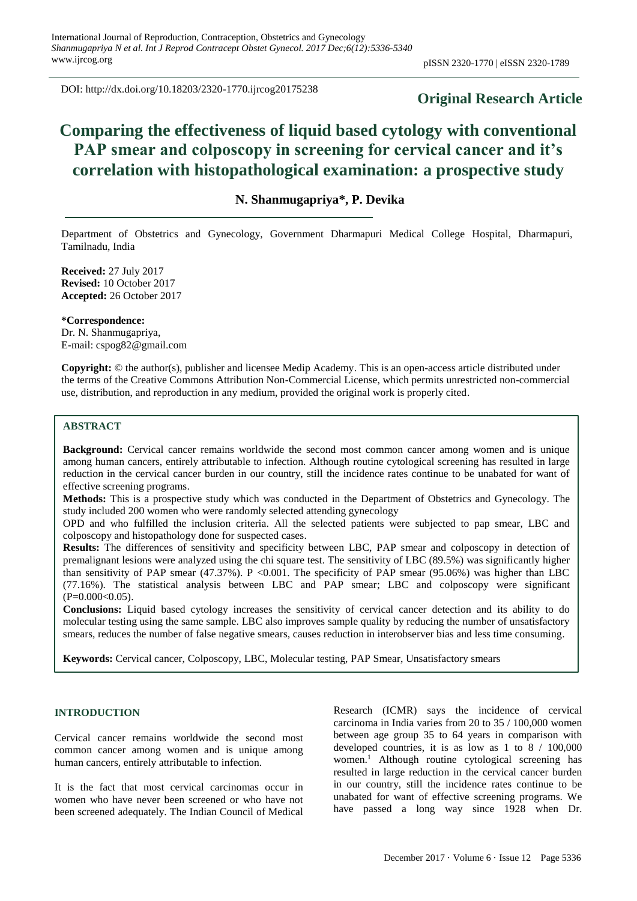DOI: http://dx.doi.org/10.18203/2320-1770.ijrcog20175238

**Original Research Article**

# Comparing the effectiveness of liquid based cytology with conventional PAP smear and colposcopy in screening for cervical cancer and it's correlation with histopathological examination: a prospective study

**N. Shanmugapriya*, P. Devika**

Department of Obstetrics and Gynecology, Government Dharmapuri Medical College Hospital, Dharmapuri, Tamilnadu, India

**Received:** 27 July 2017
**Revised:** 10 October 2017
**Accepted:** 26 October 2017

***Correspondence:**
Dr. N. Shanmugapriya,
E-mail: cspog82@gmail.com

**Copyright:** © the author(s), publisher and licensee Medip Academy. This is an open-access article distributed under the terms of the Creative Commons Attribution Non-Commercial License, which permits unrestricted non-commercial use, distribution, and reproduction in any medium, provided the original work is properly cited.

## ABSTRACT

**Background:** Cervical cancer remains worldwide the second most common cancer among women and is unique among human cancers, entirely attributable to infection. Although routine cytological screening has resulted in large reduction in the cervical cancer burden in our country, still the incidence rates continue to be unabated for want of effective screening programs.

**Methods:** This is a prospective study which was conducted in the Department of Obstetrics and Gynecology. The study included 200 women who were randomly selected attending gynecology OPD and who fulfilled the inclusion criteria. All the selected patients were subjected to pap smear, LBC and colposcopy and histopathology done for suspected cases.

**Results:** The differences of sensitivity and specificity between LBC, PAP smear and colposcopy in detection of premalignant lesions were analyzed using the chi square test. The sensitivity of LBC (89.5%) was significantly higher than sensitivity of PAP smear (47.37%). $P < 0.001$. The specificity of PAP smear (95.06%) was higher than LBC (77.16%). The statistical analysis between LBC and PAP smear; LBC and colposcopy were significant ($P=0.000<0.05$).

**Conclusions:** Liquid based cytology increases the sensitivity of cervical cancer detection and its ability to do molecular testing using the same sample. LBC also improves sample quality by reducing the number of unsatisfactory smears, reduces the number of false negative smears, causes reduction in interobserver bias and less time consuming.

**Keywords:** Cervical cancer, Colposcopy, LBC, Molecular testing, PAP Smear, Unsatisfactory smears

## INTRODUCTION

Cervical cancer remains worldwide the second most common cancer among women and is unique among human cancers, entirely attributable to infection.

It is the fact that most cervical carcinomas occur in women who have never been screened or who have not been screened adequately. The Indian Council of Medical Research (ICMR) says the incidence of cervical carcinoma in India varies from 20 to 35 / 100,000 women between age group 35 to 64 years in comparison with developed countries, it is as low as 1 to 8 / 100,000 women.[1] Although routine cytological screening has resulted in large reduction in the cervical cancer burden in our country, still the incidence rates continue to be unabated for want of effective screening programs. We have passed a long way since 1928 when Dr.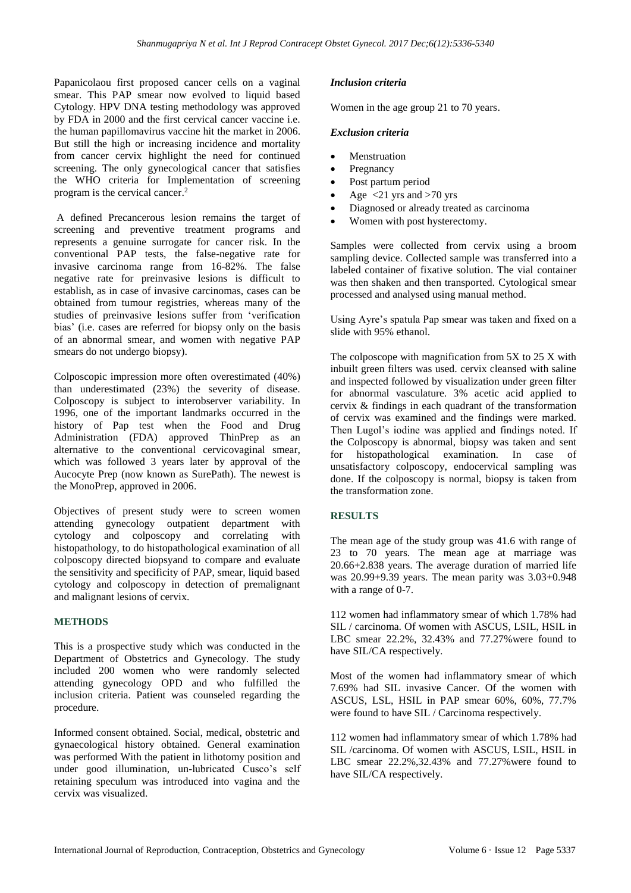Papanicolaou first proposed cancer cells on a vaginal smear. This PAP smear now evolved to liquid based Cytology. HPV DNA testing methodology was approved by FDA in 2000 and the first cervical cancer vaccine i.e. the human papillomavirus vaccine hit the market in 2006. But still the high or increasing incidence and mortality from cancer cervix highlight the need for continued screening. The only gynecological cancer that satisfies the WHO criteria for Implementation of screening program is the cervical cancer.[2]

A defined Precancerous lesion remains the target of screening and preventive treatment programs and represents a genuine surrogate for cancer risk. In the conventional PAP tests, the false-negative rate for invasive carcinoma range from 16-82%. The false negative rate for preinvasive lesions is difficult to establish, as in case of invasive carcinomas, cases can be obtained from tumour registries, whereas many of the studies of preinvasive lesions suffer from 'verification bias' (i.e. cases are referred for biopsy only on the basis of an abnormal smear, and women with negative PAP smears do not undergo biopsy).

Colposcopic impression more often overestimated (40%) than underestimated (23%) the severity of disease. Colposcopy is subject to interobserver variability. In 1996, one of the important landmarks occurred in the history of Pap test when the Food and Drug Administration (FDA) approved ThinPrep as an alternative to the conventional cervicovaginal smear, which was followed 3 years later by approval of the Aucocyte Prep (now known as SurePath). The newest is the MonoPrep, approved in 2006.

Objectives of present study were to screen women attending gynecology outpatient department with cytology and colposcopy and correlating with histopathology, to do histopathological examination of all colposcopy directed biopsyand to compare and evaluate the sensitivity and specificity of PAP, smear, liquid based cytology and colposcopy in detection of premalignant and malignant lesions of cervix.

## METHODS

This is a prospective study which was conducted in the Department of Obstetrics and Gynecology. The study included 200 women who were randomly selected attending gynecology OPD and who fulfilled the inclusion criteria. Patient was counseled regarding the procedure.

Informed consent obtained. Social, medical, obstetric and gynaecological history obtained. General examination was performed With the patient in lithotomy position and under good illumination, un-lubricated Cusco's self retaining speculum was introduced into vagina and the cervix was visualized.

### *Inclusion criteria*

Women in the age group 21 to 70 years.

### *Exclusion criteria*

- Menstruation
- Pregnancy
- Post partum period
- Age <21 yrs and >70 yrs
- Diagnosed or already treated as carcinoma
- Women with post hysterectomy.

Samples were collected from cervix using a broom sampling device. Collected sample was transferred into a labeled container of fixative solution. The vial container was then shaken and then transported. Cytological smear processed and analysed using manual method.

Using Ayre's spatula Pap smear was taken and fixed on a slide with 95% ethanol.

The colposcope with magnification from 5X to 25 X with inbuilt green filters was used. cervix cleansed with saline and inspected followed by visualization under green filter for abnormal vasculature. 3% acetic acid applied to cervix & findings in each quadrant of the transformation of cervix was examined and the findings were marked. Then Lugol's iodine was applied and findings noted. If the Colposcopy is abnormal, biopsy was taken and sent for histopathological examination. In case of unsatisfactory colposcopy, endocervical sampling was done. If the colposcopy is normal, biopsy is taken from the transformation zone.

## RESULTS

The mean age of the study group was 41.6 with range of 23 to 70 years. The mean age at marriage was 20.66+2.838 years. The average duration of married life was 20.99+9.39 years. The mean parity was 3.03+0.948 with a range of 0-7.

112 women had inflammatory smear of which 1.78% had SIL / carcinoma. Of women with ASCUS, LSIL, HSIL in LBC smear 22.2%, 32.43% and 77.27%were found to have SIL/CA respectively.

Most of the women had inflammatory smear of which 7.69% had SIL invasive Cancer. Of the women with ASCUS, LSL, HSIL in PAP smear 60%, 60%, 77.7% were found to have SIL / Carcinoma respectively.

112 women had inflammatory smear of which 1.78% had SIL /carcinoma. Of women with ASCUS, LSIL, HSIL in LBC smear 22.2%,32.43% and 77.27%were found to have SIL/CA respectively.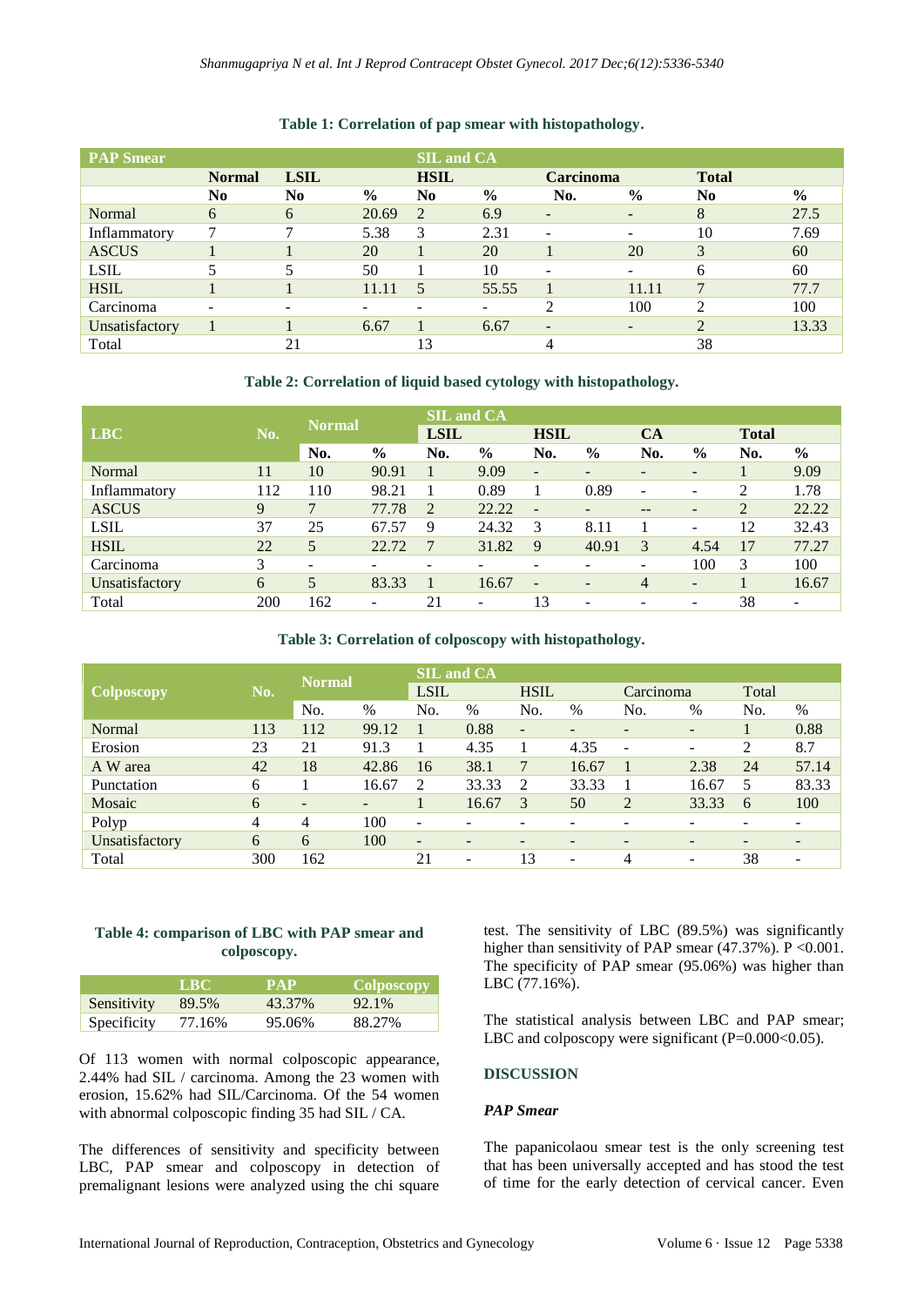**Table 1: Correlation of pap smear with histopathology.**

| PAP Smear | | | | SIL and CA | | | | | |
|---|---|---|---|---|---|---|---|---|---|
| | Normal | LSIL | | HSIL | | Carcinoma | | Total | |
| | No | No | % | No | % | No. | % | No | % |
| Normal | 6 | 6 | 20.69 | 2 | 6.9 | - | - | 8 | 27.5 |
| Inflammatory | 7 | 7 | 5.38 | 3 | 2.31 | - | - | 10 | 7.69 |
| ASCUS | 1 | 1 | 20 | 1 | 20 | 1 | 20 | 3 | 60 |
| LSIL | 5 | 5 | 50 | 1 | 10 | - | - | 6 | 60 |
| HSIL | 1 | 1 | 11.11 | 5 | 55.55 | 1 | 11.11 | 7 | 77.7 |
| Carcinoma | - | - | - | - | - | 2 | 100 | 2 | 100 |
| Unsatisfactory | 1 | 1 | 6.67 | 1 | 6.67 | - | - | 2 | 13.33 |
| Total | | 21 | | 13 | | 4 | | 38 | |

**Table 2: Correlation of liquid based cytology with histopathology.**

| LBC | No. | Normal | | SIL and CA | | | | | | | |
|---|---|---|---|---|---|---|---|---|---|---|---|
| | | | | LSIL | | HSIL | | CA | | Total | |
| | | No. | % | No. | % | No. | % | No. | % | No. | % |
| Normal | 11 | 10 | 90.91 | 1 | 9.09 | - | - | - | - | 1 | 9.09 |
| Inflammatory | 112 | 110 | 98.21 | 1 | 0.89 | 1 | 0.89 | - | - | 2 | 1.78 |
| ASCUS | 9 | 7 | 77.78 | 2 | 22.22 | - | - | -- | - | 2 | 22.22 |
| LSIL | 37 | 25 | 67.57 | 9 | 24.32 | 3 | 8.11 | 1 | - | 12 | 32.43 |
| HSIL | 22 | 5 | 22.72 | 7 | 31.82 | 9 | 40.91 | 3 | 4.54 | 17 | 77.27 |
| Carcinoma | 3 | - | - | - | - | - | - | - | 100 | 3 | 100 |
| Unsatisfactory | 6 | 5 | 83.33 | 1 | 16.67 | - | - | 4 | - | 1 | 16.67 |
| Total | 200 | 162 | - | 21 | - | 13 | - | - | - | 38 | - |

**Table 3: Correlation of colposcopy with histopathology.**

| Colposcopy | No. | Normal | | SIL and CA | | | | | | | |
|---|---|---|---|---|---|---|---|---|---|---|---|
| | | | | LSIL | | HSIL | | Carcinoma | | Total | |
| | | No. | % | No. | % | No. | % | No. | % | No. | % |
| Normal | 113 | 112 | 99.12 | 1 | 0.88 | - | - | - | - | 1 | 0.88 |
| Erosion | 23 | 21 | 91.3 | 1 | 4.35 | 1 | 4.35 | - | - | 2 | 8.7 |
| A W area | 42 | 18 | 42.86 | 16 | 38.1 | 7 | 16.67 | 1 | 2.38 | 24 | 57.14 |
| Punctation | 6 | 1 | 16.67 | 2 | 33.33 | 2 | 33.33 | 1 | 16.67 | 5 | 83.33 |
| Mosaic | 6 | - | - | 1 | 16.67 | 3 | 50 | 2 | 33.33 | 6 | 100 |
| Polyp | 4 | 4 | 100 | - | - | - | - | - | - | - | - |
| Unsatisfactory | 6 | 6 | 100 | - | - | - | - | - | - | - | - |
| Total | 300 | 162 | | 21 | - | 13 | - | 4 | - | 38 | - |

**Table 4: comparison of LBC with PAP smear and colposcopy.**

| | LBC | PAP | Colposcopy |
|---|---|---|---|
| Sensitivity | 89.5% | 43.37% | 92.1% |
| Specificity | 77.16% | 95.06% | 88.27% |

Of 113 women with normal colposcopic appearance, 2.44% had SIL / carcinoma. Among the 23 women with erosion, 15.62% had SIL/Carcinoma. Of the 54 women with abnormal colposcopic finding 35 had SIL / CA.

The differences of sensitivity and specificity between LBC, PAP smear and colposcopy in detection of premalignant lesions were analyzed using the chi square test. The sensitivity of LBC (89.5%) was significantly higher than sensitivity of PAP smear (47.37%). $P < 0.001$. The specificity of PAP smear (95.06%) was higher than LBC (77.16%).

The statistical analysis between LBC and PAP smear; LBC and colposcopy were significant ($P=0.000<0.05$).

## DISCUSSION

### *PAP Smear*

The papanicolaou smear test is the only screening test that has been universally accepted and has stood the test of time for the early detection of cervical cancer. Even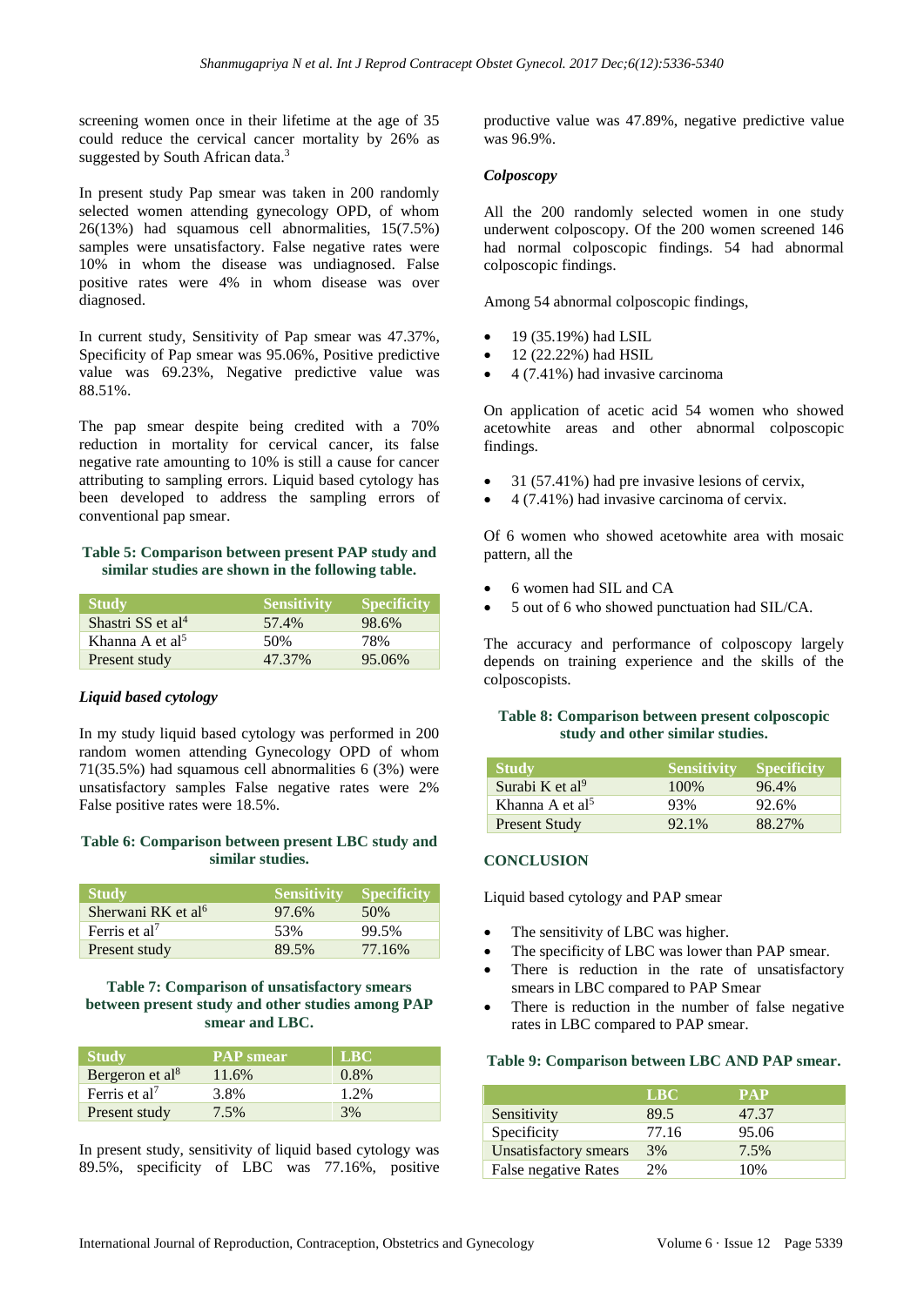screening women once in their lifetime at the age of 35 could reduce the cervical cancer mortality by 26% as suggested by South African data.[3]

In present study Pap smear was taken in 200 randomly selected women attending gynecology OPD, of whom 26(13%) had squamous cell abnormalities, 15(7.5%) samples were unsatisfactory. False negative rates were 10% in whom the disease was undiagnosed. False positive rates were 4% in whom disease was over diagnosed.

In current study, Sensitivity of Pap smear was 47.37%, Specificity of Pap smear was 95.06%, Positive predictive value was 69.23%, Negative predictive value was 88.51%.

The pap smear despite being credited with a 70% reduction in mortality for cervical cancer, its false negative rate amounting to 10% is still a cause for cancer attributing to sampling errors. Liquid based cytology has been developed to address the sampling errors of conventional pap smear.

**Table 5: Comparison between present PAP study and similar studies are shown in the following table.**

| Study | Sensitivity | Specificity |
|---|---|---|
| Shastri SS et al[4] | 57.4% | 98.6% |
| Khanna A et al[5] | 50% | 78% |
| Present study | 47.37% | 95.06% |

### *Liquid based cytology*

In my study liquid based cytology was performed in 200 random women attending Gynecology OPD of whom 71(35.5%) had squamous cell abnormalities 6 (3%) were unsatisfactory samples False negative rates were 2% False positive rates were 18.5%.

**Table 6: Comparison between present LBC study and similar studies.**

| Study | Sensitivity | Specificity |
|---|---|---|
| Sherwani RK et al[6] | 97.6% | 50% |
| Ferris et al[7] | 53% | 99.5% |
| Present study | 89.5% | 77.16% |

**Table 7: Comparison of unsatisfactory smears between present study and other studies among PAP smear and LBC.**

| Study | PAP smear | LBC |
|---|---|---|
| Bergeron et al[8] | 11.6% | 0.8% |
| Ferris et al[7] | 3.8% | 1.2% |
| Present study | 7.5% | 3% |

In present study, sensitivity of liquid based cytology was 89.5%, specificity of LBC was 77.16%, positive productive value was 47.89%, negative predictive value was 96.9%.

### *Colposcopy*

All the 200 randomly selected women in one study underwent colposcopy. Of the 200 women screened 146 had normal colposcopic findings. 54 had abnormal colposcopic findings.

Among 54 abnormal colposcopic findings,

- 19 (35.19%) had LSIL
- 12 (22.22%) had HSIL
- 4 (7.41%) had invasive carcinoma

On application of acetic acid 54 women who showed acetowhite areas and other abnormal colposcopic findings.

- 31 (57.41%) had pre invasive lesions of cervix,
- 4 (7.41%) had invasive carcinoma of cervix.

Of 6 women who showed acetowhite area with mosaic pattern, all the

- 6 women had SIL and CA
- 5 out of 6 who showed punctuation had SIL/CA.

The accuracy and performance of colposcopy largely depends on training experience and the skills of the colposcopists.

**Table 8: Comparison between present colposcopic study and other similar studies.**

| Study | Sensitivity | Specificity |
|---|---|---|
| Surabi K et al[9] | 100% | 96.4% |
| Khanna A et al[5] | 93% | 92.6% |
| Present Study | 92.1% | 88.27% |

## CONCLUSION

Liquid based cytology and PAP smear

- The sensitivity of LBC was higher.
- The specificity of LBC was lower than PAP smear.
- There is reduction in the rate of unsatisfactory smears in LBC compared to PAP Smear
- There is reduction in the number of false negative rates in LBC compared to PAP smear.

**Table 9: Comparison between LBC AND PAP smear.**

| | LBC | PAP |
|---|---|---|
| Sensitivity | 89.5 | 47.37 |
| Specificity | 77.16 | 95.06 |
| Unsatisfactory smears | 3% | 7.5% |
| False negative Rates | 2% | 10% |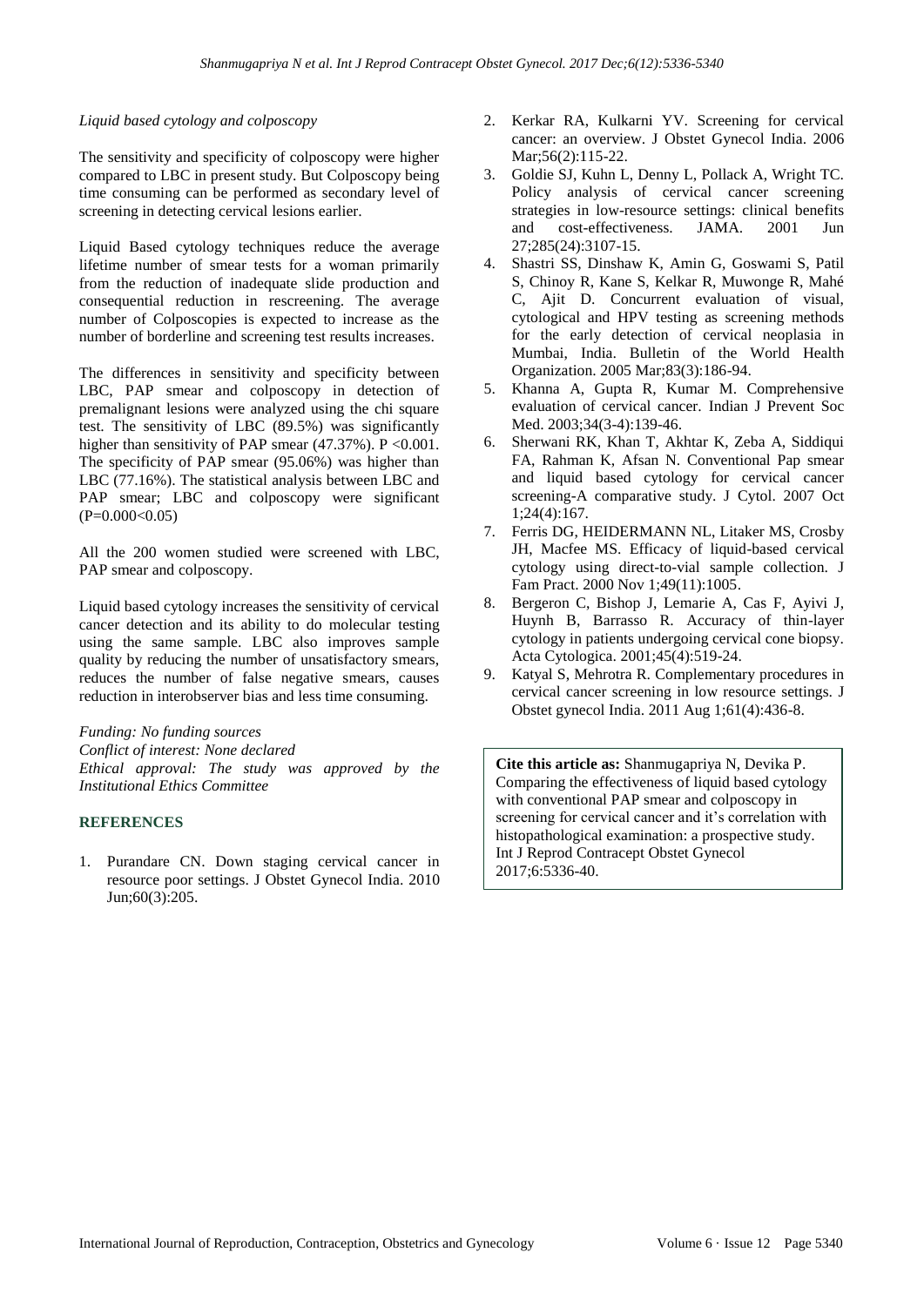*Liquid based cytology and colposcopy*

The sensitivity and specificity of colposcopy were higher compared to LBC in present study. But Colposcopy being time consuming can be performed as secondary level of screening in detecting cervical lesions earlier.

Liquid Based cytology techniques reduce the average lifetime number of smear tests for a woman primarily from the reduction of inadequate slide production and consequential reduction in rescreening. The average number of Colposcopies is expected to increase as the number of borderline and screening test results increases.

The differences in sensitivity and specificity between LBC, PAP smear and colposcopy in detection of premalignant lesions were analyzed using the chi square test. The sensitivity of LBC (89.5%) was significantly higher than sensitivity of PAP smear (47.37%). $P < 0.001$. The specificity of PAP smear (95.06%) was higher than LBC (77.16%). The statistical analysis between LBC and PAP smear; LBC and colposcopy were significant ($P = 0.000 < 0.05$)

All the 200 women studied were screened with LBC, PAP smear and colposcopy.

Liquid based cytology increases the sensitivity of cervical cancer detection and its ability to do molecular testing using the same sample. LBC also improves sample quality by reducing the number of unsatisfactory smears, reduces the number of false negative smears, causes reduction in interobserver bias and less time consuming.

*Funding: No funding sources*
*Conflict of interest: None declared*
*Ethical approval: The study was approved by the Institutional Ethics Committee*

## REFERENCES

1. Purandare CN. Down staging cervical cancer in resource poor settings. J Obstet Gynecol India. 2010 Jun;60(3):205.
2. Kerkar RA, Kulkarni YV. Screening for cervical cancer: an overview. J Obstet Gynecol India. 2006 Mar;56(2):115-22.
3. Goldie SJ, Kuhn L, Denny L, Pollack A, Wright TC. Policy analysis of cervical cancer screening strategies in low-resource settings: clinical benefits and cost-effectiveness. JAMA. 2001 Jun 27;285(24):3107-15.
4. Shastri SS, Dinshaw K, Amin G, Goswami S, Patil S, Chinoy R, Kane S, Kelkar R, Muwonge R, Mahé C, Ajit D. Concurrent evaluation of visual, cytological and HPV testing as screening methods for the early detection of cervical neoplasia in Mumbai, India. Bulletin of the World Health Organization. 2005 Mar;83(3):186-94.
5. Khanna A, Gupta R, Kumar M. Comprehensive evaluation of cervical cancer. Indian J Prevent Soc Med. 2003;34(3-4):139-46.
6. Sherwani RK, Khan T, Akhtar K, Zeba A, Siddiqui FA, Rahman K, Afsan N. Conventional Pap smear and liquid based cytology for cervical cancer screening-A comparative study. J Cytol. 2007 Oct 1;24(4):167.
7. Ferris DG, HEIDERMANN NL, Litaker MS, Crosby JH, Macfee MS. Efficacy of liquid-based cervical cytology using direct-to-vial sample collection. J Fam Pract. 2000 Nov 1;49(11):1005.
8. Bergeron C, Bishop J, Lemarie A, Cas F, Ayivi J, Huynh B, Barrasso R. Accuracy of thin-layer cytology in patients undergoing cervical cone biopsy. Acta Cytologica. 2001;45(4):519-24.
9. Katyal S, Mehrotra R. Complementary procedures in cervical cancer screening in low resource settings. J Obstet gynecol India. 2011 Aug 1;61(4):436-8.

**Cite this article as:** Shanmugapriya N, Devika P. Comparing the effectiveness of liquid based cytology with conventional PAP smear and colposcopy in screening for cervical cancer and it's correlation with histopathological examination: a prospective study. Int J Reprod Contracept Obstet Gynecol 2017;6:5336-40.